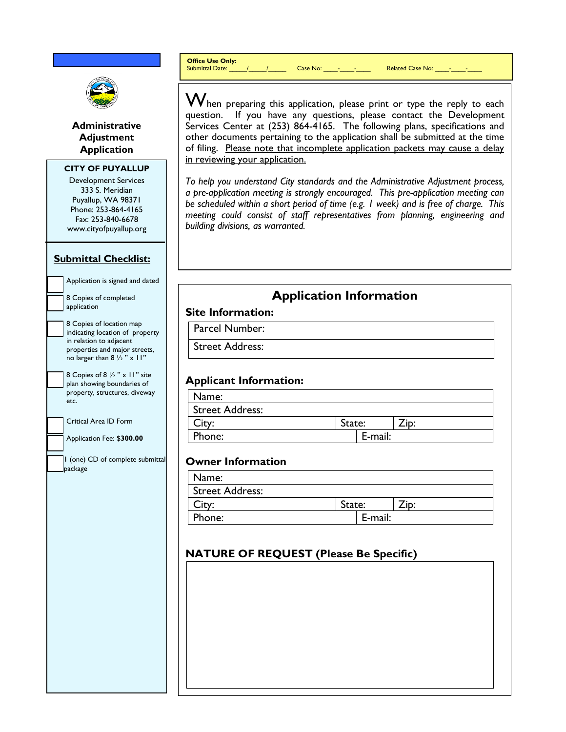**Office Use Only:**
Submittal Date: _____/_____/_____ Case No: ____-____-____ Related Case No: ____-____-____

# Administrative Adjustment Application

**CITY OF PUYALLUP**
Development Services
333 S. Meridian
Puyallup, WA 98371
Phone: 253-864-4165
Fax: 253-840-6678
www.cityofpuyallup.org

When preparing this application, please print or type the reply to each question. If you have any questions, please contact the Development Services Center at (253) 864-4165. The following plans, specifications and other documents pertaining to the application shall be submitted at the time of filing. Please note that incomplete application packets may cause a delay in reviewing your application.

*To help you understand City standards and the Administrative Adjustment process, a pre-application meeting is strongly encouraged. This pre-application meeting can be scheduled within a short period of time (e.g. 1 week) and is free of charge. This meeting could consist of staff representatives from planning, engineering and building divisions, as warranted.*

## Submittal Checklist:

- [ ] Application is signed and dated
- [ ] 8 Copies of completed application
- [ ] 8 Copies of location map indicating location of property in relation to adjacent properties and major streets, no larger than 8 ½ " x 11"
- [ ] 8 Copies of 8 ½ " x 11" site plan showing boundaries of property, structures, diveway etc.
- [ ] Critical Area ID Form
- [ ] Application Fee: **$300.00**
- [ ] 1 (one) CD of complete submittal package

## Application Information

### Site Information:

| Parcel Number: |
|---|
| Street Address: |

### Applicant Information:

| Name: | | |
|---|---|---|
| Street Address: | | |
| City: | State: | Zip: |
| Phone: | E-mail: | |

### Owner Information

| Name: | | |
|---|---|---|
| Street Address: | | |
| City: | State: | Zip: |
| Phone: | E-mail: | |

### NATURE OF REQUEST (Please Be Specific)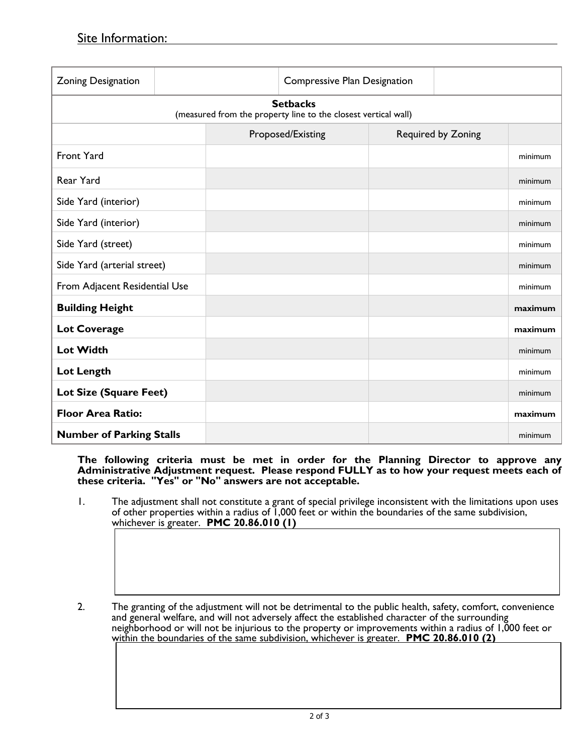## Site Information:

| Zoning Designation | | Compressive Plan Designation | |
|---|---|---|---|

**Setbacks**
(measured from the property line to the closest vertical wall)

| | Proposed/Existing | Required by Zoning | |
|---|---|---|---|
| Front Yard | | | minimum |
| Rear Yard | | | minimum |
| Side Yard (interior) | | | minimum |
| Side Yard (interior) | | | minimum |
| Side Yard (street) | | | minimum |
| Side Yard (arterial street) | | | minimum |
| From Adjacent Residential Use | | | minimum |
| **Building Height** | | | **maximum** |
| **Lot Coverage** | | | **maximum** |
| **Lot Width** | | | minimum |
| **Lot Length** | | | minimum |
| **Lot Size (Square Feet)** | | | minimum |
| **Floor Area Ratio:** | | | **maximum** |
| **Number of Parking Stalls** | | | minimum |

**The following criteria must be met in order for the Planning Director to approve any Administrative Adjustment request. Please respond FULLY as to how your request meets each of these criteria. "Yes" or "No" answers are not acceptable.**

1. The adjustment shall not constitute a grant of special privilege inconsistent with the limitations upon uses of other properties within a radius of 1,000 feet or within the boundaries of the same subdivision, whichever is greater. **PMC 20.86.010 (1)**

2. The granting of the adjustment will not be detrimental to the public health, safety, comfort, convenience and general welfare, and will not adversely affect the established character of the surrounding neighborhood or will not be injurious to the property or improvements within a radius of 1,000 feet or within the boundaries of the same subdivision, whichever is greater. **PMC 20.86.010 (2)**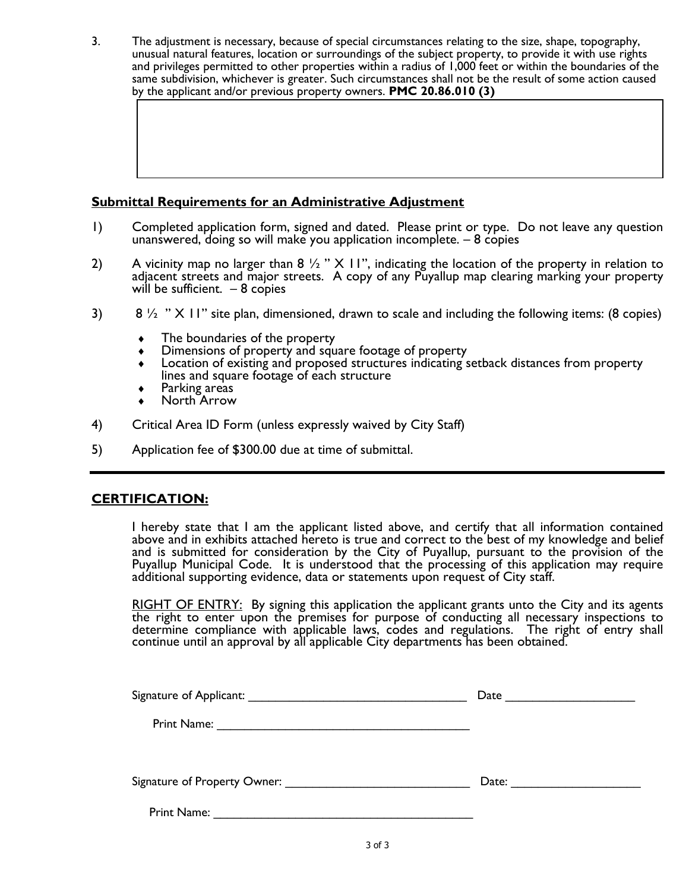3. The adjustment is necessary, because of special circumstances relating to the size, shape, topography, unusual natural features, location or surroundings of the subject property, to provide it with use rights and privileges permitted to other properties within a radius of 1,000 feet or within the boundaries of the same subdivision, whichever is greater. Such circumstances shall not be the result of some action caused by the applicant and/or previous property owners. **PMC 20.86.010 (3)**

| |
|---|
| |

## Submittal Requirements for an Administrative Adjustment

1) Completed application form, signed and dated. Please print or type. Do not leave any question unanswered, doing so will make you application incomplete. – 8 copies

2) A vicinity map no larger than 8 ½ " X 11", indicating the location of the property in relation to adjacent streets and major streets. A copy of any Puyallup map clearing marking your property will be sufficient. – 8 copies

3) 8 ½ " X 11" site plan, dimensioned, drawn to scale and including the following items: (8 copies)
   - The boundaries of the property
   - Dimensions of property and square footage of property
   - Location of existing and proposed structures indicating setback distances from property lines and square footage of each structure
   - Parking areas
   - North Arrow

4) Critical Area ID Form (unless expressly waived by City Staff)

5) Application fee of $300.00 due at time of submittal.

---

## CERTIFICATION:

I hereby state that I am the applicant listed above, and certify that all information contained above and in exhibits attached hereto is true and correct to the best of my knowledge and belief and is submitted for consideration by the City of Puyallup, pursuant to the provision of the Puyallup Municipal Code. It is understood that the processing of this application may require additional supporting evidence, data or statements upon request of City staff.

RIGHT OF ENTRY: By signing this application the applicant grants unto the City and its agents the right to enter upon the premises for purpose of conducting all necessary inspections to determine compliance with applicable laws, codes and regulations. The right of entry shall continue until an approval by all applicable City departments has been obtained.

Signature of Applicant: ________________________________ Date ___________________

Print Name: ______________________________________

Signature of Property Owner: ___________________________ Date: ___________________

Print Name: ______________________________________